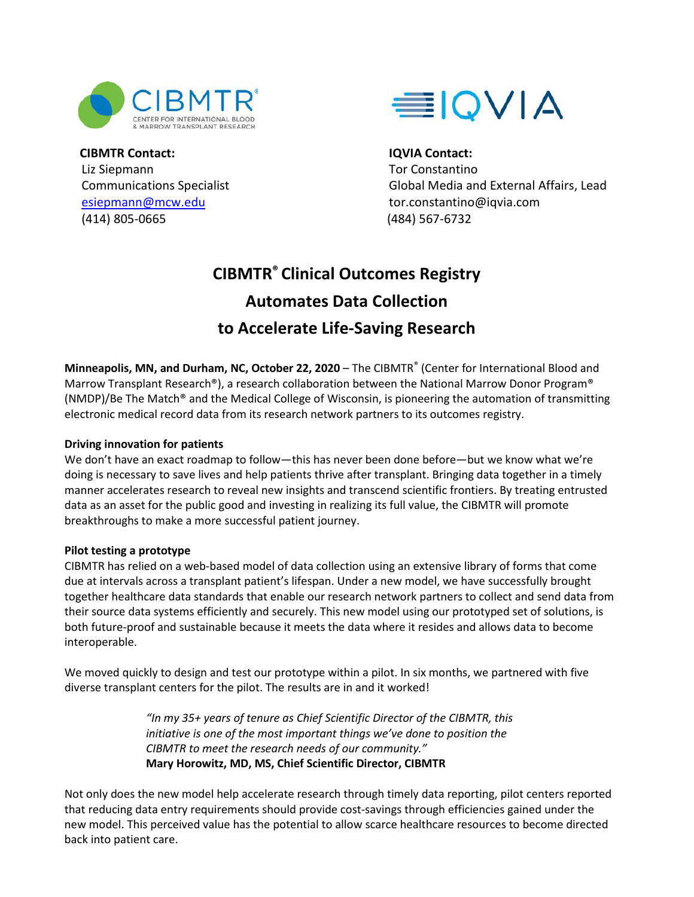**CIBMTR Contact:**
Liz Siepmann
Communications Specialist
esiepmann@mcw.edu
(414) 805-0665

**IQVIA Contact:**
Tor Constantino
Global Media and External Affairs, Lead
tor.constantino@iqvia.com
(484) 567-6732

# CIBMTR® Clinical Outcomes Registry Automates Data Collection to Accelerate Life-Saving Research

**Minneapolis, MN, and Durham, NC, October 22, 2020** – The CIBMTR® (Center for International Blood and Marrow Transplant Research®), a research collaboration between the National Marrow Donor Program® (NMDP)/Be The Match® and the Medical College of Wisconsin, is pioneering the automation of transmitting electronic medical record data from its research network partners to its outcomes registry.

**Driving innovation for patients**

We don't have an exact roadmap to follow—this has never been done before—but we know what we're doing is necessary to save lives and help patients thrive after transplant. Bringing data together in a timely manner accelerates research to reveal new insights and transcend scientific frontiers. By treating entrusted data as an asset for the public good and investing in realizing its full value, the CIBMTR will promote breakthroughs to make a more successful patient journey.

**Pilot testing a prototype**

CIBMTR has relied on a web-based model of data collection using an extensive library of forms that come due at intervals across a transplant patient's lifespan. Under a new model, we have successfully brought together healthcare data standards that enable our research network partners to collect and send data from their source data systems efficiently and securely. This new model using our prototyped set of solutions, is both future-proof and sustainable because it meets the data where it resides and allows data to become interoperable.

We moved quickly to design and test our prototype within a pilot. In six months, we partnered with five diverse transplant centers for the pilot. The results are in and it worked!

> *"In my 35+ years of tenure as Chief Scientific Director of the CIBMTR, this initiative is one of the most important things we've done to position the CIBMTR to meet the research needs of our community."*
> **Mary Horowitz, MD, MS, Chief Scientific Director, CIBMTR**

Not only does the new model help accelerate research through timely data reporting, pilot centers reported that reducing data entry requirements should provide cost-savings through efficiencies gained under the new model. This perceived value has the potential to allow scarce healthcare resources to become directed back into patient care.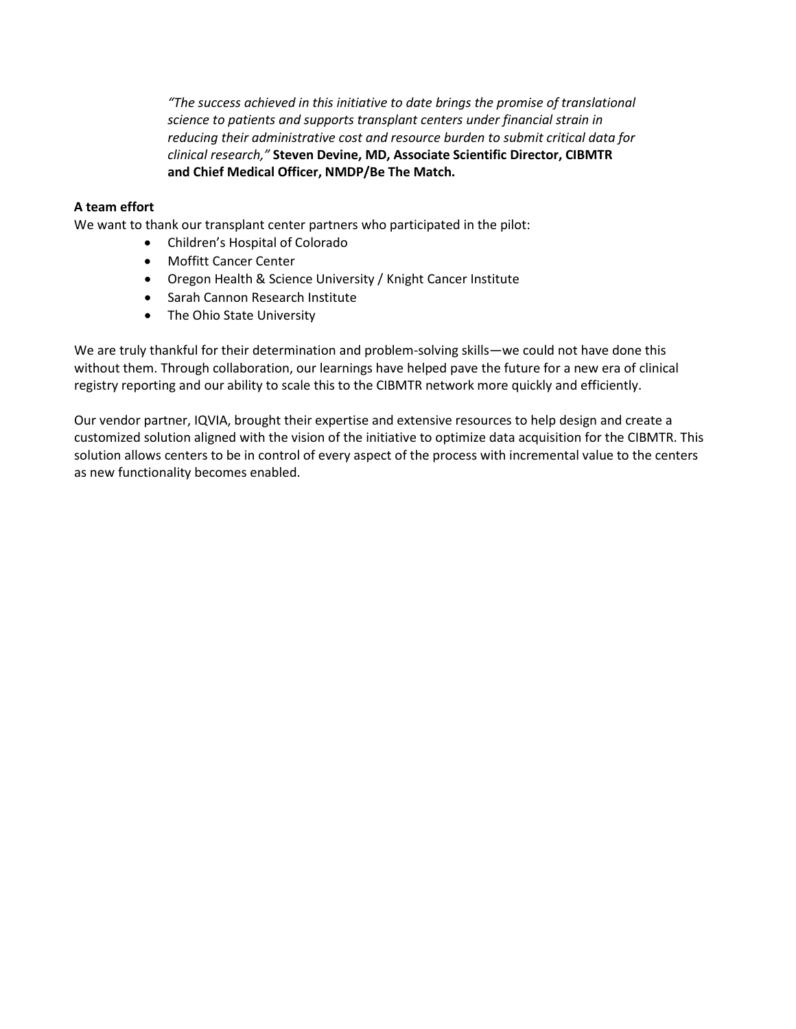*"The success achieved in this initiative to date brings the promise of translational science to patients and supports transplant centers under financial strain in reducing their administrative cost and resource burden to submit critical data for clinical research,"* **Steven Devine, MD, Associate Scientific Director, CIBMTR and Chief Medical Officer, NMDP/Be The Match.**

**A team effort**

We want to thank our transplant center partners who participated in the pilot:

- Children's Hospital of Colorado
- Moffitt Cancer Center
- Oregon Health & Science University / Knight Cancer Institute
- Sarah Cannon Research Institute
- The Ohio State University

We are truly thankful for their determination and problem-solving skills—we could not have done this without them. Through collaboration, our learnings have helped pave the future for a new era of clinical registry reporting and our ability to scale this to the CIBMTR network more quickly and efficiently.

Our vendor partner, IQVIA, brought their expertise and extensive resources to help design and create a customized solution aligned with the vision of the initiative to optimize data acquisition for the CIBMTR. This solution allows centers to be in control of every aspect of the process with incremental value to the centers as new functionality becomes enabled.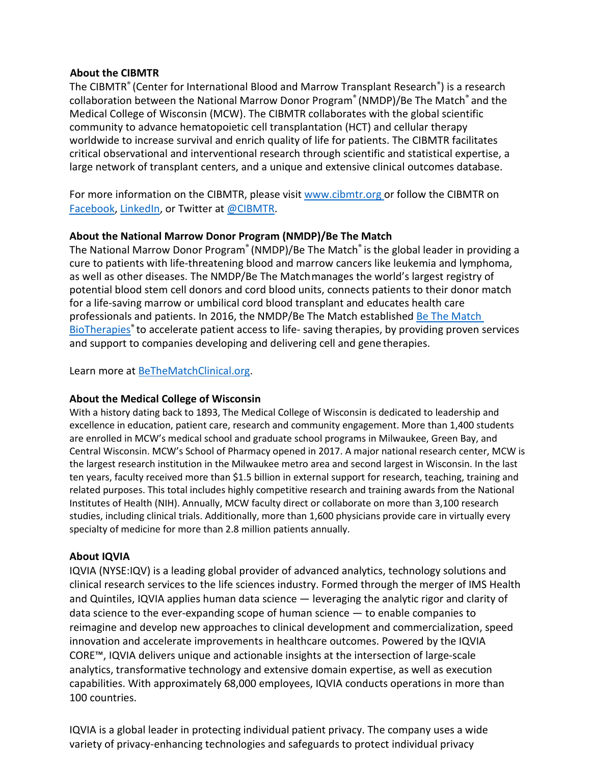**About the CIBMTR**

The CIBMTR® (Center for International Blood and Marrow Transplant Research®) is a research collaboration between the National Marrow Donor Program® (NMDP)/Be The Match® and the Medical College of Wisconsin (MCW). The CIBMTR collaborates with the global scientific community to advance hematopoietic cell transplantation (HCT) and cellular therapy worldwide to increase survival and enrich quality of life for patients. The CIBMTR facilitates critical observational and interventional research through scientific and statistical expertise, a large network of transplant centers, and a unique and extensive clinical outcomes database.

For more information on the CIBMTR, please visit [www.cibmtr.org](www.cibmtr.org) or follow the CIBMTR on [Facebook](Facebook), [LinkedIn](LinkedIn), or Twitter at [@CIBMTR](@CIBMTR).

**About the National Marrow Donor Program (NMDP)/Be The Match**

The National Marrow Donor Program® (NMDP)/Be The Match® is the global leader in providing a cure to patients with life-threatening blood and marrow cancers like leukemia and lymphoma, as well as other diseases. The NMDP/Be The Match manages the world's largest registry of potential blood stem cell donors and cord blood units, connects patients to their donor match for a life-saving marrow or umbilical cord blood transplant and educates health care professionals and patients. In 2016, the NMDP/Be The Match established [Be The Match BioTherapies®](Be The Match BioTherapies) to accelerate patient access to life- saving therapies, by providing proven services and support to companies developing and delivering cell and gene therapies.

Learn more at [BeTheMatchClinical.org](BeTheMatchClinical.org).

**About the Medical College of Wisconsin**

With a history dating back to 1893, The Medical College of Wisconsin is dedicated to leadership and excellence in education, patient care, research and community engagement. More than 1,400 students are enrolled in MCW's medical school and graduate school programs in Milwaukee, Green Bay, and Central Wisconsin. MCW's School of Pharmacy opened in 2017. A major national research center, MCW is the largest research institution in the Milwaukee metro area and second largest in Wisconsin. In the last ten years, faculty received more than $1.5 billion in external support for research, teaching, training and related purposes. This total includes highly competitive research and training awards from the National Institutes of Health (NIH). Annually, MCW faculty direct or collaborate on more than 3,100 research studies, including clinical trials. Additionally, more than 1,600 physicians provide care in virtually every specialty of medicine for more than 2.8 million patients annually.

**About IQVIA**

IQVIA (NYSE:IQV) is a leading global provider of advanced analytics, technology solutions and clinical research services to the life sciences industry. Formed through the merger of IMS Health and Quintiles, IQVIA applies human data science — leveraging the analytic rigor and clarity of data science to the ever-expanding scope of human science — to enable companies to reimagine and develop new approaches to clinical development and commercialization, speed innovation and accelerate improvements in healthcare outcomes. Powered by the IQVIA CORE™, IQVIA delivers unique and actionable insights at the intersection of large-scale analytics, transformative technology and extensive domain expertise, as well as execution capabilities. With approximately 68,000 employees, IQVIA conducts operations in more than 100 countries.

IQVIA is a global leader in protecting individual patient privacy. The company uses a wide variety of privacy-enhancing technologies and safeguards to protect individual privacy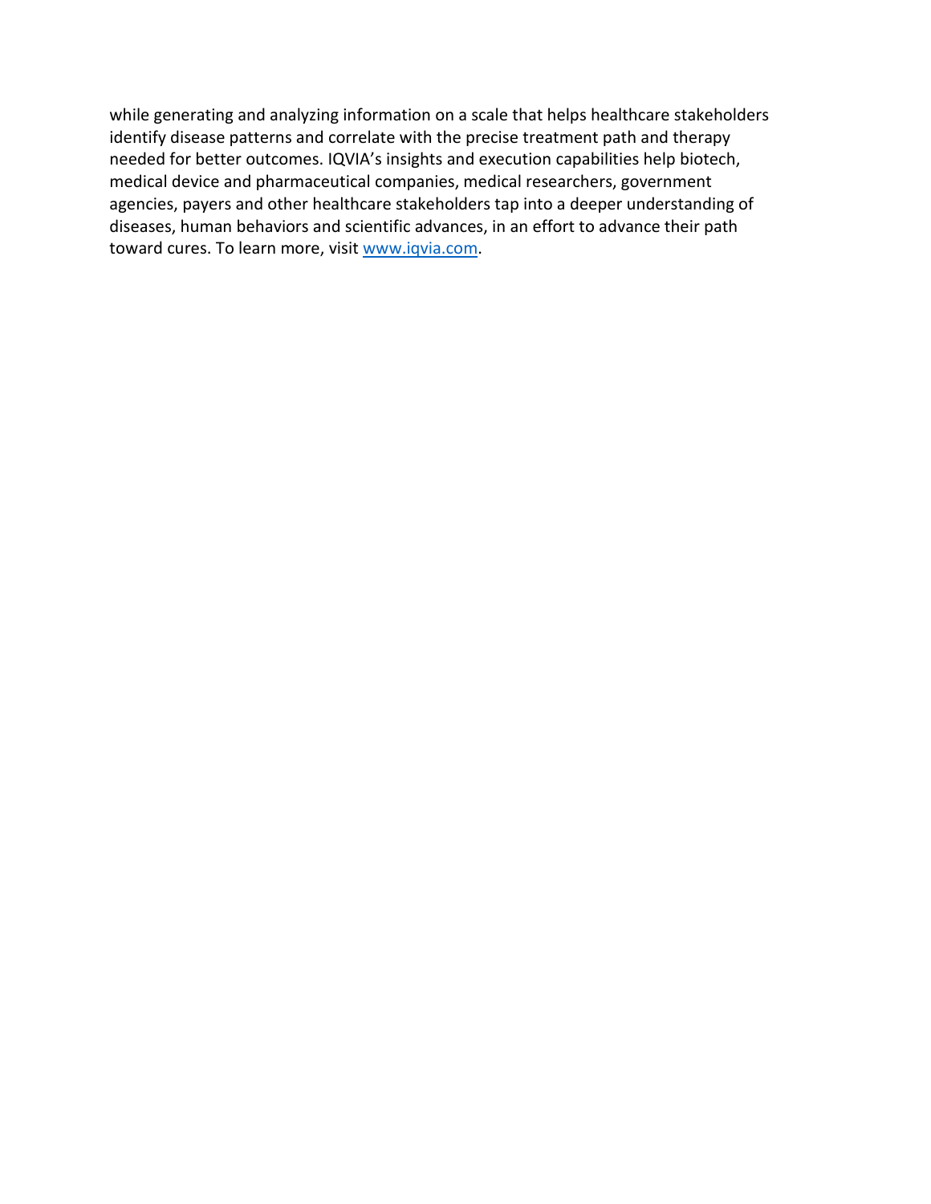while generating and analyzing information on a scale that helps healthcare stakeholders identify disease patterns and correlate with the precise treatment path and therapy needed for better outcomes. IQVIA's insights and execution capabilities help biotech, medical device and pharmaceutical companies, medical researchers, government agencies, payers and other healthcare stakeholders tap into a deeper understanding of diseases, human behaviors and scientific advances, in an effort to advance their path toward cures. To learn more, visit [www.iqvia.com](http://www.iqvia.com).